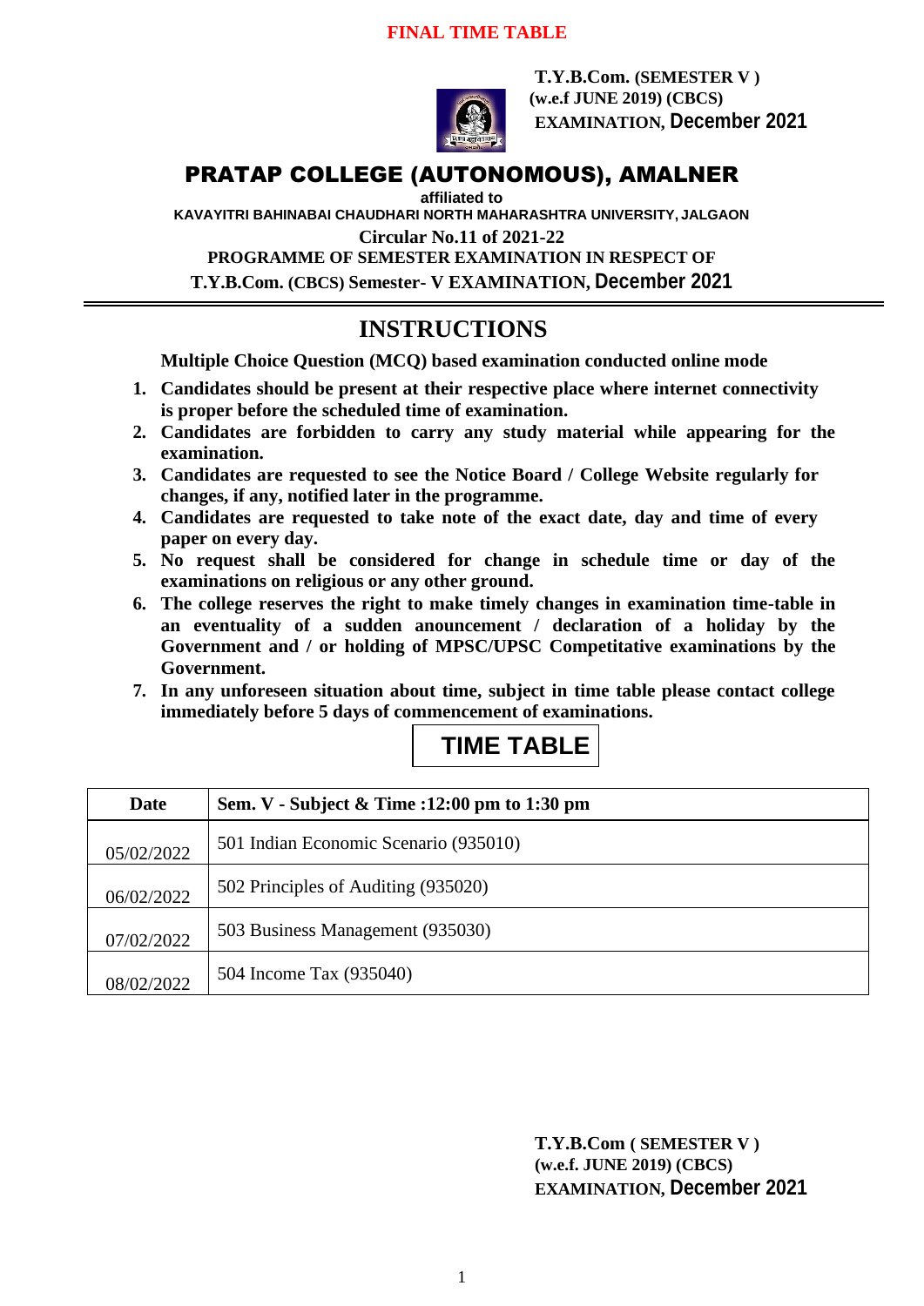**FINAL TIME TABLE**

**T.Y.B.Com. (SEMESTER V )**
**(w.e.f JUNE 2019) (CBCS)**
**EXAMINATION, December 2021**

# PRATAP COLLEGE (AUTONOMOUS), AMALNER

**affiliated to**

**KAVAYITRI BAHINABAI CHAUDHARI NORTH MAHARASHTRA UNIVERSITY, JALGAON**

**Circular No.11 of 2021-22**

**PROGRAMME OF SEMESTER EXAMINATION IN RESPECT OF**

**T.Y.B.Com. (CBCS) Semester- V EXAMINATION, December 2021**

## INSTRUCTIONS

**Multiple Choice Question (MCQ) based examination conducted online mode**

1. **Candidates should be present at their respective place where internet connectivity is proper before the scheduled time of examination.**
2. **Candidates are forbidden to carry any study material while appearing for the examination.**
3. **Candidates are requested to see the Notice Board / College Website regularly for changes, if any, notified later in the programme.**
4. **Candidates are requested to take note of the exact date, day and time of every paper on every day.**
5. **No request shall be considered for change in schedule time or day of the examinations on religious or any other ground.**
6. **The college reserves the right to make timely changes in examination time-table in an eventuality of a sudden announcement / declaration of a holiday by the Government and / or holding of MPSC/UPSC Competitative examinations by the Government.**
7. **In any unforeseen situation about time, subject in time table please contact college immediately before 5 days of commencement of examinations.**

## TIME TABLE

| Date | Sem. V - Subject & Time :12:00 pm to 1:30 pm |
|---|---|
| 05/02/2022 | 501 Indian Economic Scenario (935010) |
| 06/02/2022 | 502 Principles of Auditing (935020) |
| 07/02/2022 | 503 Business Management (935030) |
| 08/02/2022 | 504 Income Tax (935040) |

**T.Y.B.Com ( SEMESTER V )**
**(w.e.f. JUNE 2019) (CBCS)**
**EXAMINATION, December 2021**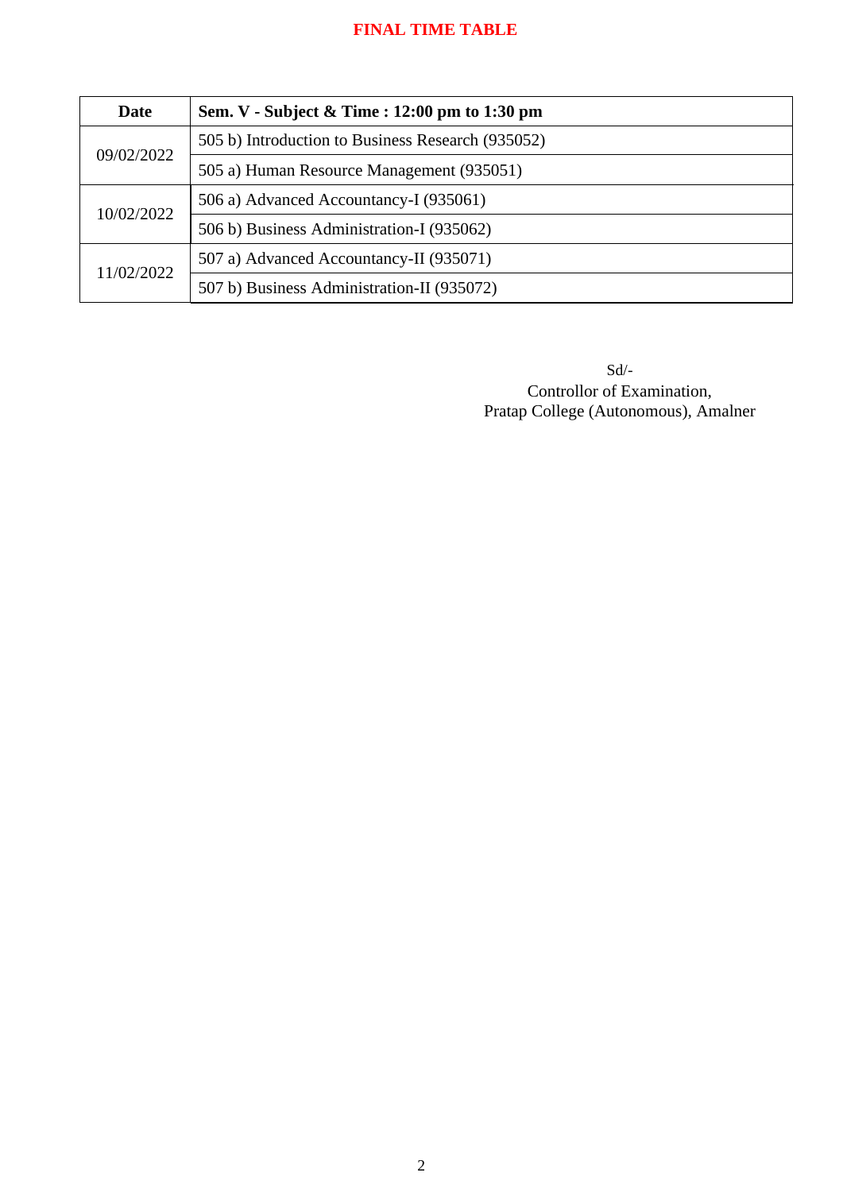**FINAL TIME TABLE**

| Date | Sem. V - Subject & Time : 12:00 pm to 1:30 pm |
|---|---|
| 09/02/2022 | 505 b) Introduction to Business Research (935052) |
| | 505 a) Human Resource Management (935051) |
| 10/02/2022 | 506 a) Advanced Accountancy-I (935061) |
| | 506 b) Business Administration-I (935062) |
| 11/02/2022 | 507 a) Advanced Accountancy-II (935071) |
| | 507 b) Business Administration-II (935072) |

Sd/-
Controllor of Examination,
Pratap College (Autonomous), Amalner